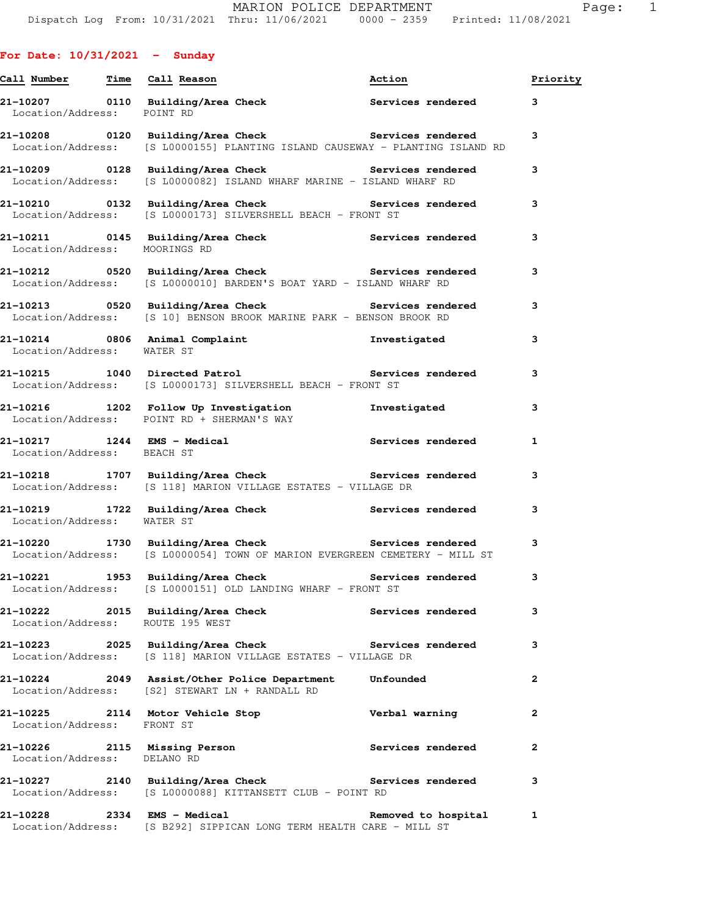MARION POLICE DEPARTMENT

Dispatch Log From: 10/31/2021 Thru: 11/06/2021 0000 - 2359 Printed: 11/08/2021

## For Date: 10/31/2021 - Sunday

| Call Number | Time | Call Reason | Action | Priority |
|---|---|---|---|---|
| 21-10207 | 0110 | Building/Area Check | Services rendered | 3 |
| Location/Address: POINT RD | | | | |
| 21-10208 | 0120 | Building/Area Check | Services rendered | 3 |
| Location/Address: [S L0000155] PLANTING ISLAND CAUSEWAY - PLANTING ISLAND RD | | | | |
| 21-10209 | 0128 | Building/Area Check | Services rendered | 3 |
| Location/Address: [S L0000082] ISLAND WHARF MARINE - ISLAND WHARF RD | | | | |
| 21-10210 | 0132 | Building/Area Check | Services rendered | 3 |
| Location/Address: [S L0000173] SILVERSHELL BEACH - FRONT ST | | | | |
| 21-10211 | 0145 | Building/Area Check | Services rendered | 3 |
| Location/Address: MOORINGS RD | | | | |
| 21-10212 | 0520 | Building/Area Check | Services rendered | 3 |
| Location/Address: [S L0000010] BARDEN'S BOAT YARD - ISLAND WHARF RD | | | | |
| 21-10213 | 0520 | Building/Area Check | Services rendered | 3 |
| Location/Address: [S 10] BENSON BROOK MARINE PARK - BENSON BROOK RD | | | | |
| 21-10214 | 0806 | Animal Complaint | Investigated | 3 |
| Location/Address: WATER ST | | | | |
| 21-10215 | 1040 | Directed Patrol | Services rendered | 3 |
| Location/Address: [S L0000173] SILVERSHELL BEACH - FRONT ST | | | | |
| 21-10216 | 1202 | Follow Up Investigation | Investigated | 3 |
| Location/Address: POINT RD + SHERMAN'S WAY | | | | |
| 21-10217 | 1244 | EMS - Medical | Services rendered | 1 |
| Location/Address: BEACH ST | | | | |
| 21-10218 | 1707 | Building/Area Check | Services rendered | 3 |
| Location/Address: [S 118] MARION VILLAGE ESTATES - VILLAGE DR | | | | |
| 21-10219 | 1722 | Building/Area Check | Services rendered | 3 |
| Location/Address: WATER ST | | | | |
| 21-10220 | 1730 | Building/Area Check | Services rendered | 3 |
| Location/Address: [S L0000054] TOWN OF MARION EVERGREEN CEMETERY - MILL ST | | | | |
| 21-10221 | 1953 | Building/Area Check | Services rendered | 3 |
| Location/Address: [S L0000151] OLD LANDING WHARF - FRONT ST | | | | |
| 21-10222 | 2015 | Building/Area Check | Services rendered | 3 |
| Location/Address: ROUTE 195 WEST | | | | |
| 21-10223 | 2025 | Building/Area Check | Services rendered | 3 |
| Location/Address: [S 118] MARION VILLAGE ESTATES - VILLAGE DR | | | | |
| 21-10224 | 2049 | Assist/Other Police Department | Unfounded | 2 |
| Location/Address: [S2] STEWART LN + RANDALL RD | | | | |
| 21-10225 | 2114 | Motor Vehicle Stop | Verbal warning | 2 |
| Location/Address: FRONT ST | | | | |
| 21-10226 | 2115 | Missing Person | Services rendered | 2 |
| Location/Address: DELANO RD | | | | |
| 21-10227 | 2140 | Building/Area Check | Services rendered | 3 |
| Location/Address: [S L0000088] KITTANSETT CLUB - POINT RD | | | | |
| 21-10228 | 2334 | EMS - Medical | Removed to hospital | 1 |
| Location/Address: [S B292] SIPPICAN LONG TERM HEALTH CARE - MILL ST | | | | |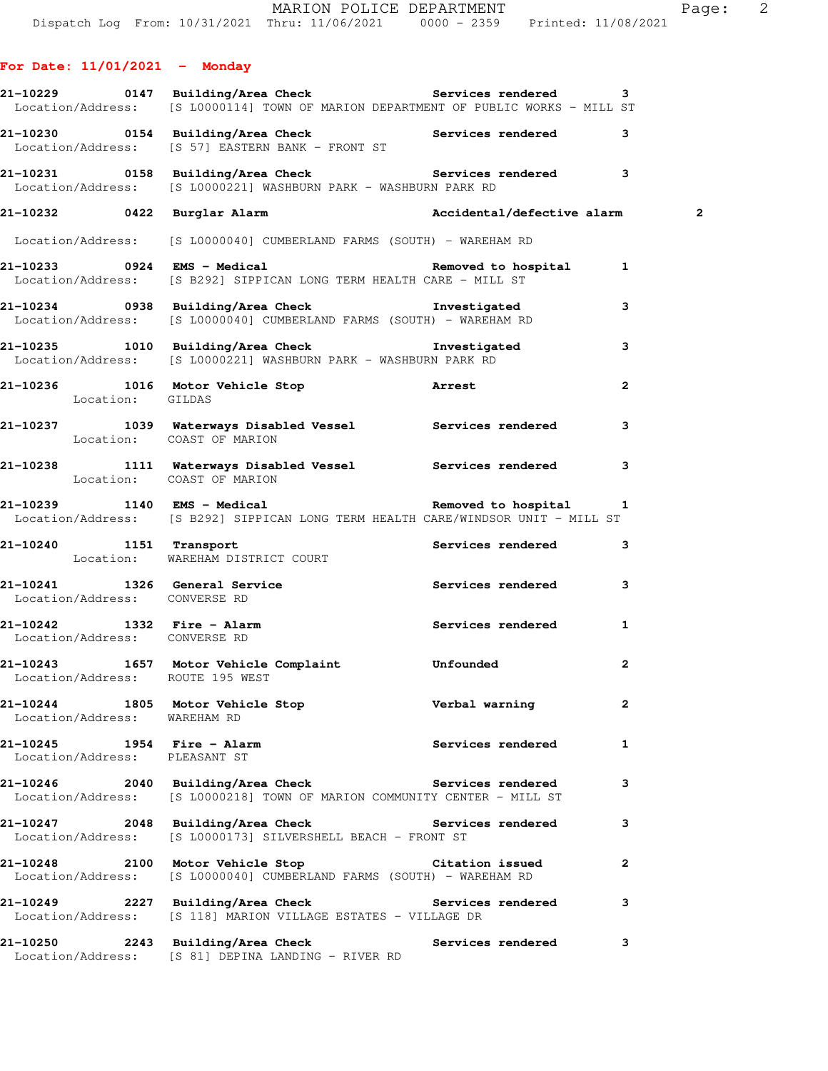## For Date: 11/01/2021 - Monday

**21-10229 0147 Building/Area Check** Services rendered 3
Location/Address: [S L0000114] TOWN OF MARION DEPARTMENT OF PUBLIC WORKS - MILL ST

**21-10230 0154 Building/Area Check** Services rendered 3
Location/Address: [S 57] EASTERN BANK - FRONT ST

**21-10231 0158 Building/Area Check** Services rendered 3
Location/Address: [S L0000221] WASHBURN PARK - WASHBURN PARK RD

**21-10232 0422 Burglar Alarm** Accidental/defective alarm 2
Location/Address: [S L0000040] CUMBERLAND FARMS (SOUTH) - WAREHAM RD

**21-10233 0924 EMS - Medical** Removed to hospital 1
Location/Address: [S B292] SIPPICAN LONG TERM HEALTH CARE - MILL ST

**21-10234 0938 Building/Area Check** Investigated 3
Location/Address: [S L0000040] CUMBERLAND FARMS (SOUTH) - WAREHAM RD

**21-10235 1010 Building/Area Check** Investigated 3
Location/Address: [S L0000221] WASHBURN PARK - WASHBURN PARK RD

**21-10236 1016 Motor Vehicle Stop** Arrest 2
Location: GILDAS

**21-10237 1039 Waterways Disabled Vessel** Services rendered 3
Location: COAST OF MARION

**21-10238 1111 Waterways Disabled Vessel** Services rendered 3
Location: COAST OF MARION

**21-10239 1140 EMS - Medical** Removed to hospital 1
Location/Address: [S B292] SIPPICAN LONG TERM HEALTH CARE/WINDSOR UNIT - MILL ST

**21-10240 1151 Transport** Services rendered 3
Location: WAREHAM DISTRICT COURT

**21-10241 1326 General Service** Services rendered 3
Location/Address: CONVERSE RD

**21-10242 1332 Fire - Alarm** Services rendered 1
Location/Address: CONVERSE RD

**21-10243 1657 Motor Vehicle Complaint** Unfounded 2
Location/Address: ROUTE 195 WEST

**21-10244 1805 Motor Vehicle Stop** Verbal warning 2
Location/Address: WAREHAM RD

**21-10245 1954 Fire - Alarm** Services rendered 1
Location/Address: PLEASANT ST

**21-10246 2040 Building/Area Check** Services rendered 3
Location/Address: [S L0000218] TOWN OF MARION COMMUNITY CENTER - MILL ST

**21-10247 2048 Building/Area Check** Services rendered 3
Location/Address: [S L0000173] SILVERSHELL BEACH - FRONT ST

**21-10248 2100 Motor Vehicle Stop** Citation issued 2
Location/Address: [S L0000040] CUMBERLAND FARMS (SOUTH) - WAREHAM RD

**21-10249 2227 Building/Area Check** Services rendered 3
Location/Address: [S 118] MARION VILLAGE ESTATES - VILLAGE DR

**21-10250 2243 Building/Area Check** Services rendered 3
Location/Address: [S 81] DEPINA LANDING - RIVER RD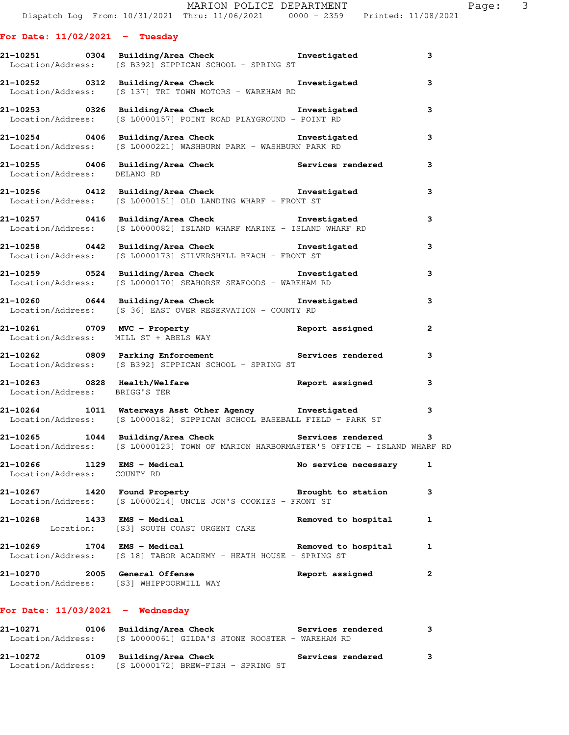## For Date: 11/02/2021 - Tuesday

**21-10251 0304 Building/Area Check Investigated 3**
Location/Address: [S B392] SIPPICAN SCHOOL - SPRING ST

**21-10252 0312 Building/Area Check Investigated 3**
Location/Address: [S 137] TRI TOWN MOTORS - WAREHAM RD

**21-10253 0326 Building/Area Check Investigated 3**
Location/Address: [S L0000157] POINT ROAD PLAYGROUND - POINT RD

**21-10254 0406 Building/Area Check Investigated 3**
Location/Address: [S L0000221] WASHBURN PARK - WASHBURN PARK RD

**21-10255 0406 Building/Area Check Services rendered 3**
Location/Address: DELANO RD

**21-10256 0412 Building/Area Check Investigated 3**
Location/Address: [S L0000151] OLD LANDING WHARF - FRONT ST

**21-10257 0416 Building/Area Check Investigated 3**
Location/Address: [S L0000082] ISLAND WHARF MARINE - ISLAND WHARF RD

**21-10258 0442 Building/Area Check Investigated 3**
Location/Address: [S L0000173] SILVERSHELL BEACH - FRONT ST

**21-10259 0524 Building/Area Check Investigated 3**
Location/Address: [S L0000170] SEAHORSE SEAFOODS - WAREHAM RD

**21-10260 0644 Building/Area Check Investigated 3**
Location/Address: [S 36] EAST OVER RESERVATION - COUNTY RD

**21-10261 0709 MVC - Property Report assigned 2**
Location/Address: MILL ST + ABELS WAY

**21-10262 0809 Parking Enforcement Services rendered 3**
Location/Address: [S B392] SIPPICAN SCHOOL - SPRING ST

**21-10263 0828 Health/Welfare Report assigned 3**
Location/Address: BRIGG'S TER

**21-10264 1011 Waterways Asst Other Agency Investigated 3**
Location/Address: [S L0000182] SIPPICAN SCHOOL BASEBALL FIELD - PARK ST

**21-10265 1044 Building/Area Check Services rendered 3**
Location/Address: [S L0000123] TOWN OF MARION HARBORMASTER'S OFFICE - ISLAND WHARF RD

**21-10266 1129 EMS - Medical No service necessary 1**
Location/Address: COUNTY RD

**21-10267 1420 Found Property Brought to station 3**
Location/Address: [S L0000214] UNCLE JON'S COOKIES - FRONT ST

**21-10268 1433 EMS - Medical Removed to hospital 1**
Location: [S3] SOUTH COAST URGENT CARE

**21-10269 1704 EMS - Medical Removed to hospital 1**
Location/Address: [S 18] TABOR ACADEMY - HEATH HOUSE - SPRING ST

**21-10270 2005 General Offense Report assigned 2**
Location/Address: [S3] WHIPPOORWILL WAY

## For Date: 11/03/2021 - Wednesday

**21-10271 0106 Building/Area Check Services rendered 3**
Location/Address: [S L0000061] GILDA'S STONE ROOSTER - WAREHAM RD

**21-10272 0109 Building/Area Check Services rendered 3**
Location/Address: [S L0000172] BREW-FISH - SPRING ST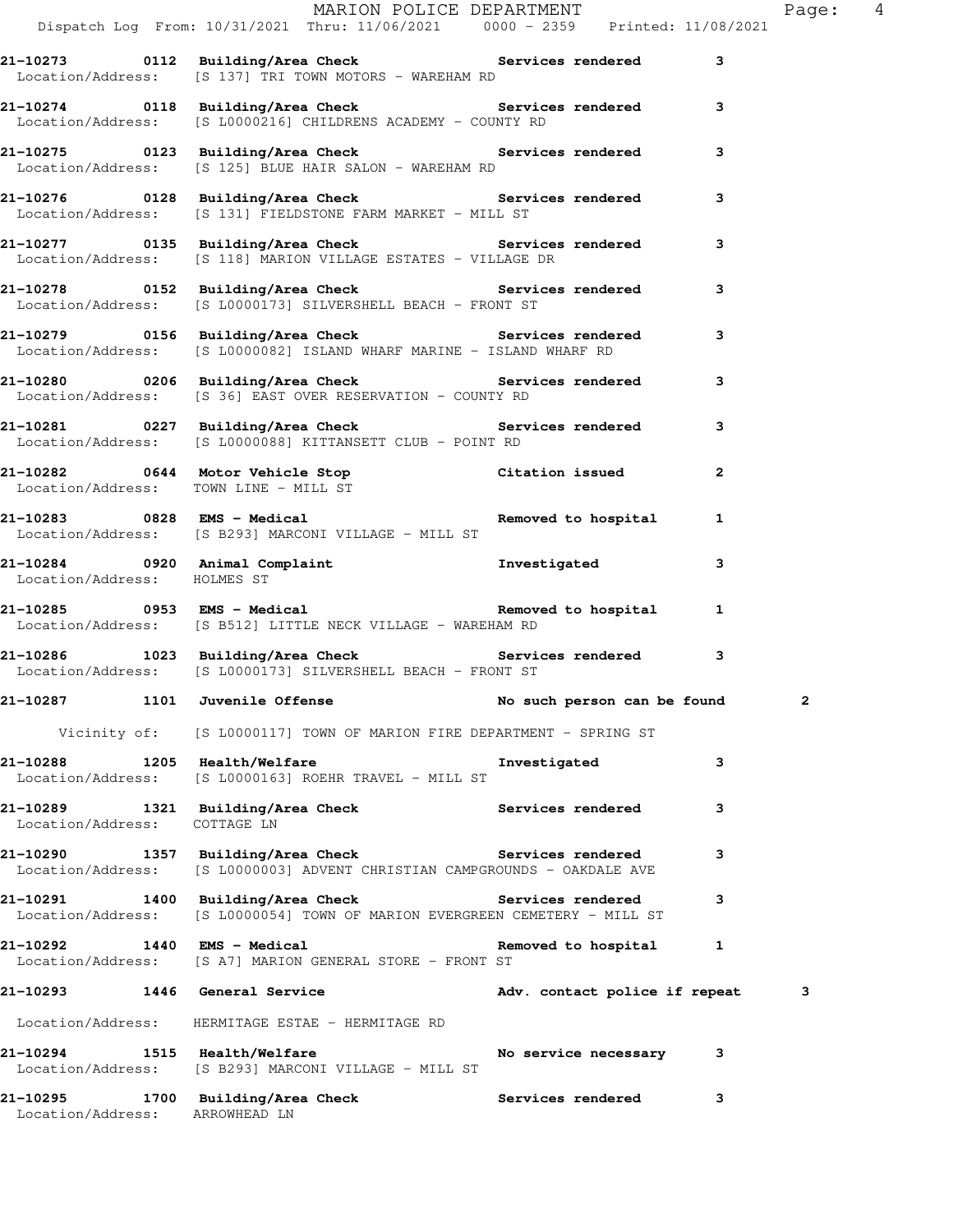MARION POLICE DEPARTMENT

Dispatch Log From: 10/31/2021 Thru: 11/06/2021 0000 - 2359 Printed: 11/08/2021

**21-10273 0112 Building/Area Check Services rendered 3**
Location/Address: [S 137] TRI TOWN MOTORS - WAREHAM RD

**21-10274 0118 Building/Area Check Services rendered 3**
Location/Address: [S L0000216] CHILDRENS ACADEMY - COUNTY RD

**21-10275 0123 Building/Area Check Services rendered 3**
Location/Address: [S 125] BLUE HAIR SALON - WAREHAM RD

**21-10276 0128 Building/Area Check Services rendered 3**
Location/Address: [S 131] FIELDSTONE FARM MARKET - MILL ST

**21-10277 0135 Building/Area Check Services rendered 3**
Location/Address: [S 118] MARION VILLAGE ESTATES - VILLAGE DR

**21-10278 0152 Building/Area Check Services rendered 3**
Location/Address: [S L0000173] SILVERSHELL BEACH - FRONT ST

**21-10279 0156 Building/Area Check Services rendered 3**
Location/Address: [S L0000082] ISLAND WHARF MARINE - ISLAND WHARF RD

**21-10280 0206 Building/Area Check Services rendered 3**
Location/Address: [S 36] EAST OVER RESERVATION - COUNTY RD

**21-10281 0227 Building/Area Check Services rendered 3**
Location/Address: [S L0000088] KITTANSETT CLUB - POINT RD

**21-10282 0644 Motor Vehicle Stop Citation issued 2**
Location/Address: TOWN LINE - MILL ST

**21-10283 0828 EMS - Medical Removed to hospital 1**
Location/Address: [S B293] MARCONI VILLAGE - MILL ST

**21-10284 0920 Animal Complaint Investigated 3**
Location/Address: HOLMES ST

**21-10285 0953 EMS - Medical Removed to hospital 1**
Location/Address: [S B512] LITTLE NECK VILLAGE - WAREHAM RD

**21-10286 1023 Building/Area Check Services rendered 3**
Location/Address: [S L0000173] SILVERSHELL BEACH - FRONT ST

**21-10287 1101 Juvenile Offense No such person can be found 2**
Vicinity of: [S L0000117] TOWN OF MARION FIRE DEPARTMENT - SPRING ST

**21-10288 1205 Health/Welfare Investigated 3**
Location/Address: [S L0000163] ROEHR TRAVEL - MILL ST

**21-10289 1321 Building/Area Check Services rendered 3**
Location/Address: COTTAGE LN

**21-10290 1357 Building/Area Check Services rendered 3**
Location/Address: [S L0000003] ADVENT CHRISTIAN CAMPGROUNDS - OAKDALE AVE

**21-10291 1400 Building/Area Check Services rendered 3**
Location/Address: [S L0000054] TOWN OF MARION EVERGREEN CEMETERY - MILL ST

**21-10292 1440 EMS - Medical Removed to hospital 1**
Location/Address: [S A7] MARION GENERAL STORE - FRONT ST

**21-10293 1446 General Service Adv. contact police if repeat 3**
Location/Address: HERMITAGE ESTAE - HERMITAGE RD

**21-10294 1515 Health/Welfare No service necessary 3**
Location/Address: [S B293] MARCONI VILLAGE - MILL ST

**21-10295 1700 Building/Area Check Services rendered 3**
Location/Address: ARROWHEAD LN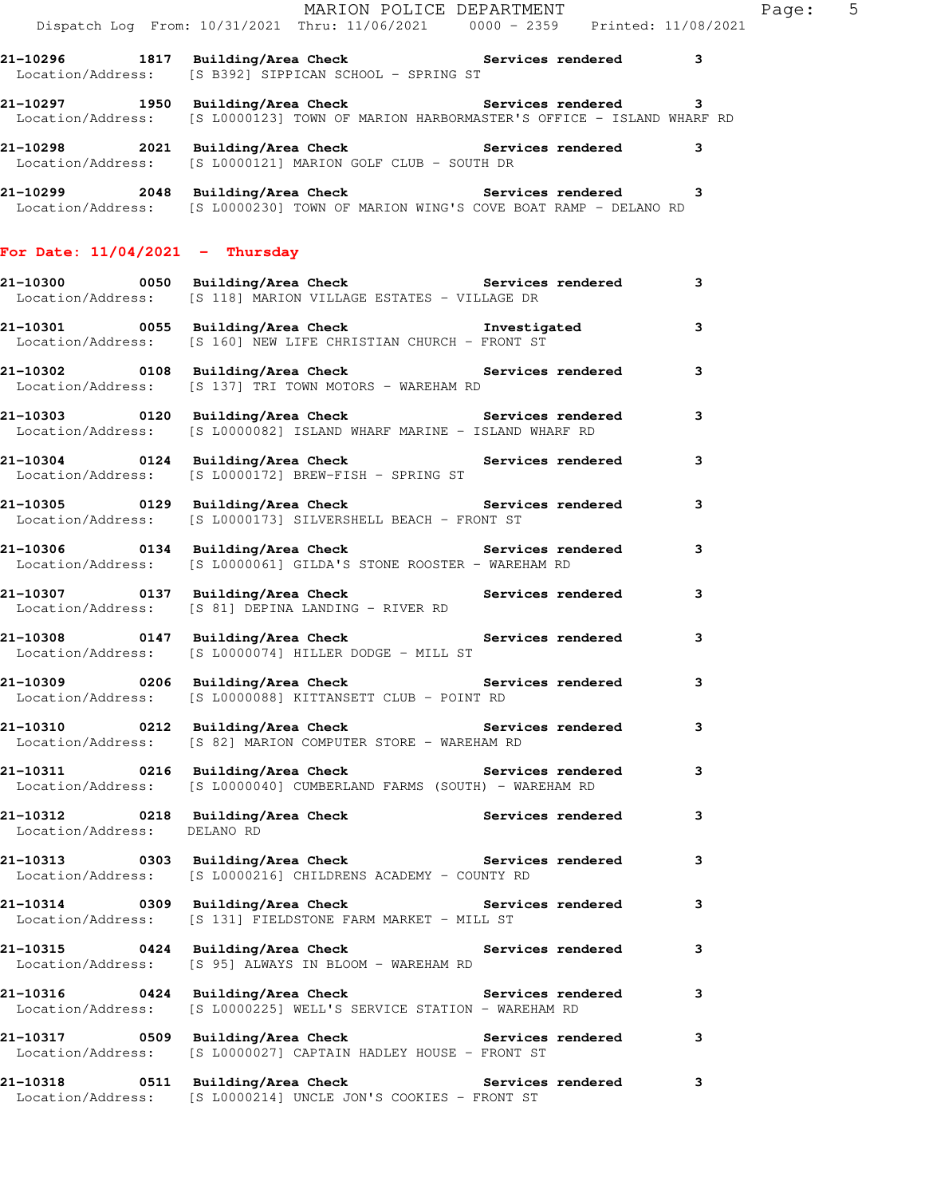21-10296 1817 **Building/Area Check** **Services rendered** 3
Location/Address: [S B392] SIPPICAN SCHOOL - SPRING ST

21-10297 1950 **Building/Area Check** **Services rendered** 3
Location/Address: [S L0000123] TOWN OF MARION HARBORMASTER'S OFFICE - ISLAND WHARF RD

21-10298 2021 **Building/Area Check** **Services rendered** 3
Location/Address: [S L0000121] MARION GOLF CLUB - SOUTH DR

21-10299 2048 **Building/Area Check** **Services rendered** 3
Location/Address: [S L0000230] TOWN OF MARION WING'S COVE BOAT RAMP - DELANO RD

## For Date: 11/04/2021 - Thursday

21-10300 0050 **Building/Area Check** **Services rendered** 3
Location/Address: [S 118] MARION VILLAGE ESTATES - VILLAGE DR

21-10301 0055 **Building/Area Check** **Investigated** 3
Location/Address: [S 160] NEW LIFE CHRISTIAN CHURCH - FRONT ST

21-10302 0108 **Building/Area Check** **Services rendered** 3
Location/Address: [S 137] TRI TOWN MOTORS - WAREHAM RD

21-10303 0120 **Building/Area Check** **Services rendered** 3
Location/Address: [S L0000082] ISLAND WHARF MARINE - ISLAND WHARF RD

21-10304 0124 **Building/Area Check** **Services rendered** 3
Location/Address: [S L0000172] BREW-FISH - SPRING ST

21-10305 0129 **Building/Area Check** **Services rendered** 3
Location/Address: [S L0000173] SILVERSHELL BEACH - FRONT ST

21-10306 0134 **Building/Area Check** **Services rendered** 3
Location/Address: [S L0000061] GILDA'S STONE ROOSTER - WAREHAM RD

21-10307 0137 **Building/Area Check** **Services rendered** 3
Location/Address: [S 81] DEPINA LANDING - RIVER RD

21-10308 0147 **Building/Area Check** **Services rendered** 3
Location/Address: [S L0000074] HILLER DODGE - MILL ST

21-10309 0206 **Building/Area Check** **Services rendered** 3
Location/Address: [S L0000088] KITTANSETT CLUB - POINT RD

21-10310 0212 **Building/Area Check** **Services rendered** 3
Location/Address: [S 82] MARION COMPUTER STORE - WAREHAM RD

21-10311 0216 **Building/Area Check** **Services rendered** 3
Location/Address: [S L0000040] CUMBERLAND FARMS (SOUTH) - WAREHAM RD

21-10312 0218 **Building/Area Check** **Services rendered** 3
Location/Address: DELANO RD

21-10313 0303 **Building/Area Check** **Services rendered** 3
Location/Address: [S L0000216] CHILDRENS ACADEMY - COUNTY RD

21-10314 0309 **Building/Area Check** **Services rendered** 3
Location/Address: [S 131] FIELDSTONE FARM MARKET - MILL ST

21-10315 0424 **Building/Area Check** **Services rendered** 3
Location/Address: [S 95] ALWAYS IN BLOOM - WAREHAM RD

21-10316 0424 **Building/Area Check** **Services rendered** 3
Location/Address: [S L0000225] WELL'S SERVICE STATION - WAREHAM RD

21-10317 0509 **Building/Area Check** **Services rendered** 3
Location/Address: [S L0000027] CAPTAIN HADLEY HOUSE - FRONT ST

21-10318 0511 **Building/Area Check** **Services rendered** 3
Location/Address: [S L0000214] UNCLE JON'S COOKIES - FRONT ST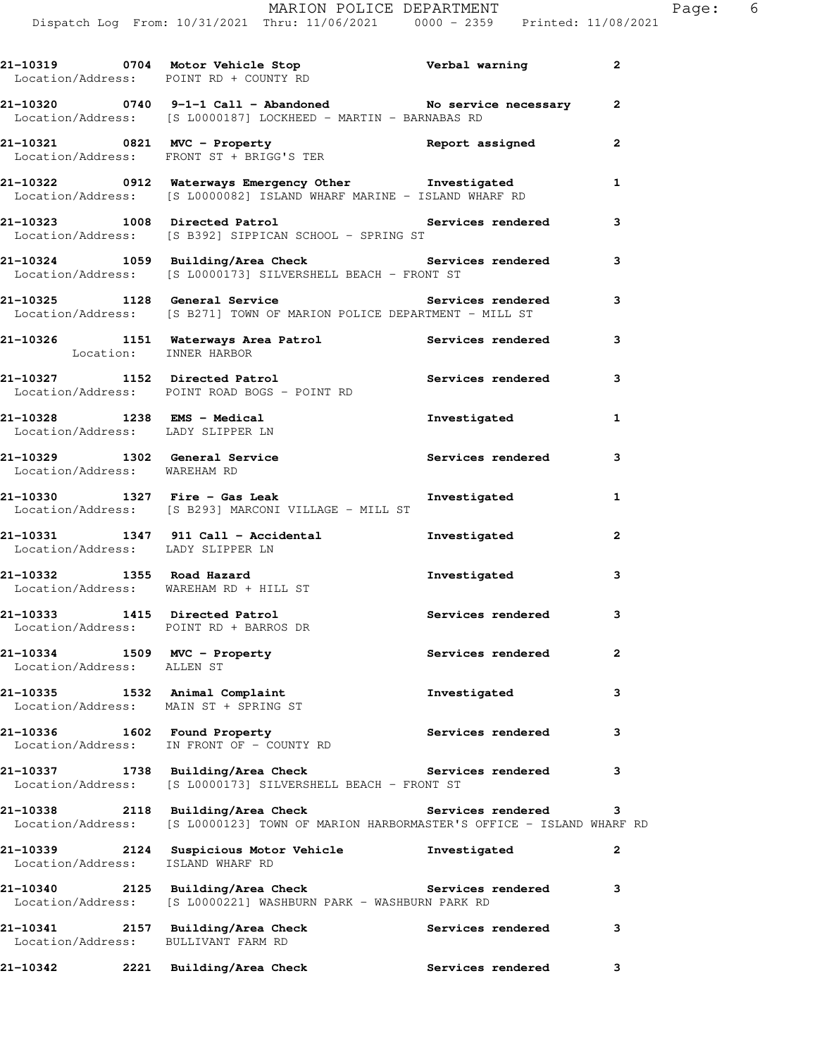| | | | | |
|---|---|---|---|---|
| **21-10319** | **0704** | **Motor Vehicle Stop** | **Verbal warning** | **2** |
| Location/Address: POINT RD + COUNTY RD | | | | |
| **21-10320** | **0740** | **9-1-1 Call - Abandoned** | **No service necessary** | **2** |
| Location/Address: [S L0000187] LOCKHEED - MARTIN - BARNABAS RD | | | | |
| **21-10321** | **0821** | **MVC - Property** | **Report assigned** | **2** |
| Location/Address: FRONT ST + BRIGG'S TER | | | | |
| **21-10322** | **0912** | **Waterways Emergency Other** | **Investigated** | **1** |
| Location/Address: [S L0000082] ISLAND WHARF MARINE - ISLAND WHARF RD | | | | |
| **21-10323** | **1008** | **Directed Patrol** | **Services rendered** | **3** |
| Location/Address: [S B392] SIPPICAN SCHOOL - SPRING ST | | | | |
| **21-10324** | **1059** | **Building/Area Check** | **Services rendered** | **3** |
| Location/Address: [S L0000173] SILVERSHELL BEACH - FRONT ST | | | | |
| **21-10325** | **1128** | **General Service** | **Services rendered** | **3** |
| Location/Address: [S B271] TOWN OF MARION POLICE DEPARTMENT - MILL ST | | | | |
| **21-10326** | **1151** | **Waterways Area Patrol** | **Services rendered** | **3** |
| Location: INNER HARBOR | | | | |
| **21-10327** | **1152** | **Directed Patrol** | **Services rendered** | **3** |
| Location/Address: POINT ROAD BOGS - POINT RD | | | | |
| **21-10328** | **1238** | **EMS - Medical** | **Investigated** | **1** |
| Location/Address: LADY SLIPPER LN | | | | |
| **21-10329** | **1302** | **General Service** | **Services rendered** | **3** |
| Location/Address: WAREHAM RD | | | | |
| **21-10330** | **1327** | **Fire - Gas Leak** | **Investigated** | **1** |
| Location/Address: [S B293] MARCONI VILLAGE - MILL ST | | | | |
| **21-10331** | **1347** | **911 Call - Accidental** | **Investigated** | **2** |
| Location/Address: LADY SLIPPER LN | | | | |
| **21-10332** | **1355** | **Road Hazard** | **Investigated** | **3** |
| Location/Address: WAREHAM RD + HILL ST | | | | |
| **21-10333** | **1415** | **Directed Patrol** | **Services rendered** | **3** |
| Location/Address: POINT RD + BARROS DR | | | | |
| **21-10334** | **1509** | **MVC - Property** | **Services rendered** | **2** |
| Location/Address: ALLEN ST | | | | |
| **21-10335** | **1532** | **Animal Complaint** | **Investigated** | **3** |
| Location/Address: MAIN ST + SPRING ST | | | | |
| **21-10336** | **1602** | **Found Property** | **Services rendered** | **3** |
| Location/Address: IN FRONT OF - COUNTY RD | | | | |
| **21-10337** | **1738** | **Building/Area Check** | **Services rendered** | **3** |
| Location/Address: [S L0000173] SILVERSHELL BEACH - FRONT ST | | | | |
| **21-10338** | **2118** | **Building/Area Check** | **Services rendered** | **3** |
| Location/Address: [S L0000123] TOWN OF MARION HARBORMASTER'S OFFICE - ISLAND WHARF RD | | | | |
| **21-10339** | **2124** | **Suspicious Motor Vehicle** | **Investigated** | **2** |
| Location/Address: ISLAND WHARF RD | | | | |
| **21-10340** | **2125** | **Building/Area Check** | **Services rendered** | **3** |
| Location/Address: [S L0000221] WASHBURN PARK - WASHBURN PARK RD | | | | |
| **21-10341** | **2157** | **Building/Area Check** | **Services rendered** | **3** |
| Location/Address: BULLIVANT FARM RD | | | | |
| **21-10342** | **2221** | **Building/Area Check** | **Services rendered** | **3** |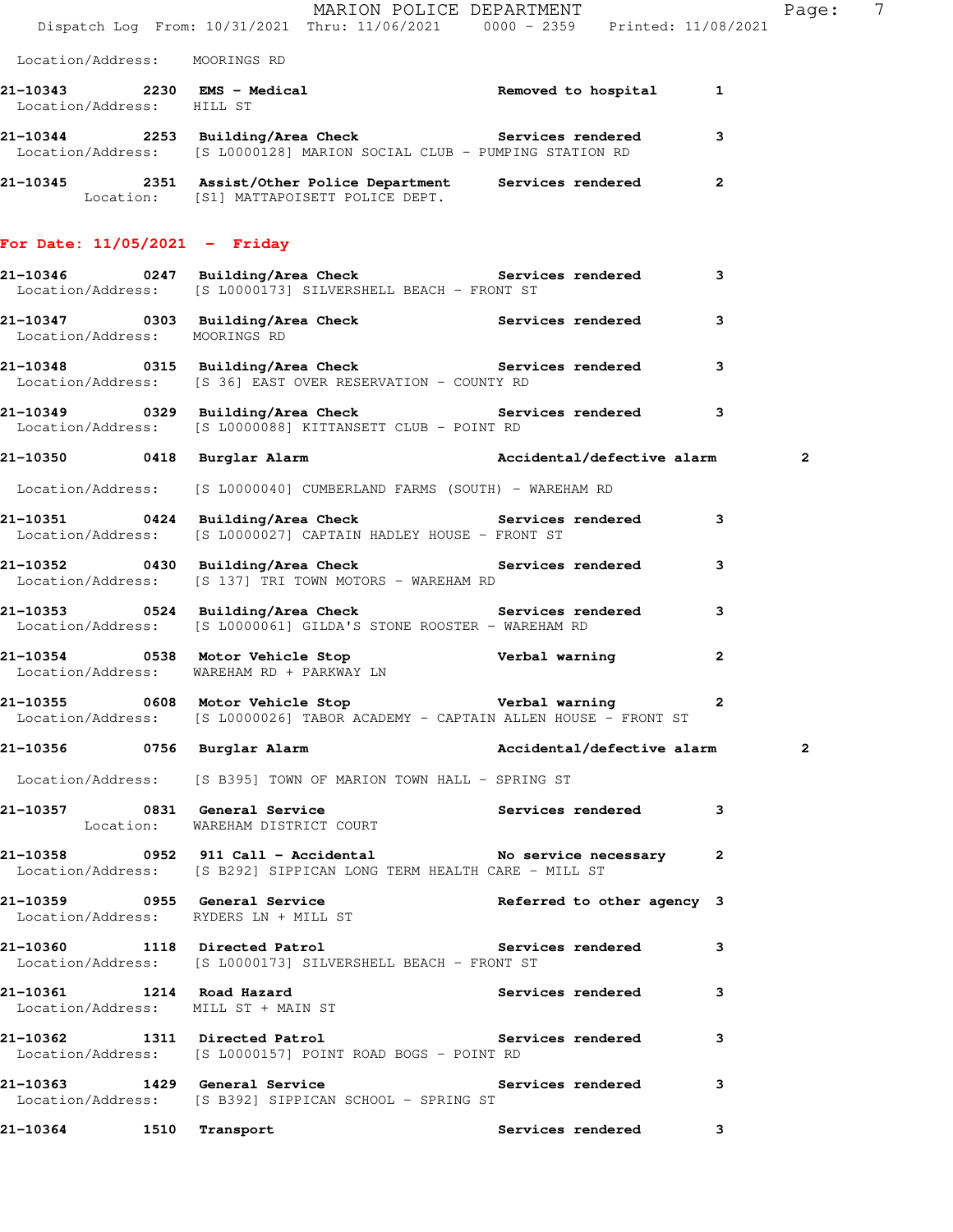Location/Address: MOORINGS RD

**21-10343 2230 EMS - Medical** Removed to hospital 1
Location/Address: HILL ST

**21-10344 2253 Building/Area Check** Services rendered 3
Location/Address: [S L0000128] MARION SOCIAL CLUB - PUMPING STATION RD

**21-10345 2351 Assist/Other Police Department** Services rendered 2
Location: [S1] MATTAPOISETT POLICE DEPT.

## For Date: 11/05/2021 - Friday

**21-10346 0247 Building/Area Check** Services rendered 3
Location/Address: [S L0000173] SILVERSHELL BEACH - FRONT ST

**21-10347 0303 Building/Area Check** Services rendered 3
Location/Address: MOORINGS RD

**21-10348 0315 Building/Area Check** Services rendered 3
Location/Address: [S 36] EAST OVER RESERVATION - COUNTY RD

**21-10349 0329 Building/Area Check** Services rendered 3
Location/Address: [S L0000088] KITTANSETT CLUB - POINT RD

**21-10350 0418 Burglar Alarm** Accidental/defective alarm 2
Location/Address: [S L0000040] CUMBERLAND FARMS (SOUTH) - WAREHAM RD

**21-10351 0424 Building/Area Check** Services rendered 3
Location/Address: [S L0000027] CAPTAIN HADLEY HOUSE - FRONT ST

**21-10352 0430 Building/Area Check** Services rendered 3
Location/Address: [S 137] TRI TOWN MOTORS - WAREHAM RD

**21-10353 0524 Building/Area Check** Services rendered 3
Location/Address: [S L0000061] GILDA'S STONE ROOSTER - WAREHAM RD

**21-10354 0538 Motor Vehicle Stop** Verbal warning 2
Location/Address: WAREHAM RD + PARKWAY LN

**21-10355 0608 Motor Vehicle Stop** Verbal warning 2
Location/Address: [S L0000026] TABOR ACADEMY - CAPTAIN ALLEN HOUSE - FRONT ST

**21-10356 0756 Burglar Alarm** Accidental/defective alarm 2
Location/Address: [S B395] TOWN OF MARION TOWN HALL - SPRING ST

**21-10357 0831 General Service** Services rendered 3
Location: WAREHAM DISTRICT COURT

**21-10358 0952 911 Call - Accidental** No service necessary 2
Location/Address: [S B292] SIPPICAN LONG TERM HEALTH CARE - MILL ST

**21-10359 0955 General Service** Referred to other agency 3
Location/Address: RYDERS LN + MILL ST

**21-10360 1118 Directed Patrol** Services rendered 3
Location/Address: [S L0000173] SILVERSHELL BEACH - FRONT ST

**21-10361 1214 Road Hazard** Services rendered 3
Location/Address: MILL ST + MAIN ST

**21-10362 1311 Directed Patrol** Services rendered 3
Location/Address: [S L0000157] POINT ROAD BOGS - POINT RD

**21-10363 1429 General Service** Services rendered 3
Location/Address: [S B392] SIPPICAN SCHOOL - SPRING ST

**21-10364 1510 Transport** Services rendered 3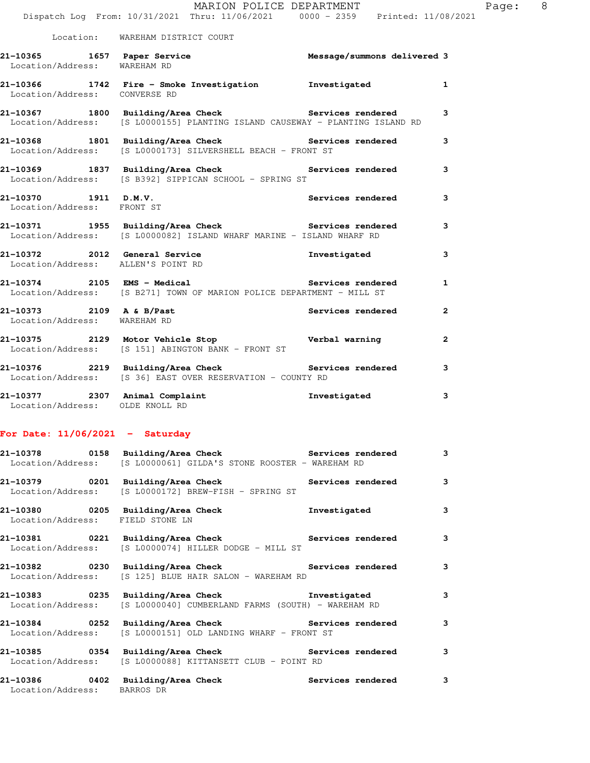Location: WAREHAM DISTRICT COURT

**21-10365 1657 Paper Service** Message/summons delivered 3
Location/Address: WAREHAM RD

**21-10366 1742 Fire - Smoke Investigation** Investigated 1
Location/Address: CONVERSE RD

**21-10367 1800 Building/Area Check** Services rendered 3
Location/Address: [S L0000155] PLANTING ISLAND CAUSEWAY - PLANTING ISLAND RD

**21-10368 1801 Building/Area Check** Services rendered 3
Location/Address: [S L0000173] SILVERSHELL BEACH - FRONT ST

**21-10369 1837 Building/Area Check** Services rendered 3
Location/Address: [S B392] SIPPICAN SCHOOL - SPRING ST

**21-10370 1911 D.M.V.** Services rendered 3
Location/Address: FRONT ST

**21-10371 1955 Building/Area Check** Services rendered 3
Location/Address: [S L0000082] ISLAND WHARF MARINE - ISLAND WHARF RD

**21-10372 2012 General Service** Investigated 3
Location/Address: ALLEN'S POINT RD

**21-10374 2105 EMS - Medical** Services rendered 1
Location/Address: [S B271] TOWN OF MARION POLICE DEPARTMENT - MILL ST

**21-10373 2109 A & B/Past** Services rendered 2
Location/Address: WAREHAM RD

**21-10375 2129 Motor Vehicle Stop** Verbal warning 2
Location/Address: [S 151] ABINGTON BANK - FRONT ST

**21-10376 2219 Building/Area Check** Services rendered 3
Location/Address: [S 36] EAST OVER RESERVATION - COUNTY RD

**21-10377 2307 Animal Complaint** Investigated 3
Location/Address: OLDE KNOLL RD

## For Date: 11/06/2021 - Saturday

**21-10378 0158 Building/Area Check** Services rendered 3
Location/Address: [S L0000061] GILDA'S STONE ROOSTER - WAREHAM RD

**21-10379 0201 Building/Area Check** Services rendered 3
Location/Address: [S L0000172] BREW-FISH - SPRING ST

**21-10380 0205 Building/Area Check** Investigated 3
Location/Address: FIELD STONE LN

**21-10381 0221 Building/Area Check** Services rendered 3
Location/Address: [S L0000074] HILLER DODGE - MILL ST

**21-10382 0230 Building/Area Check** Services rendered 3
Location/Address: [S 125] BLUE HAIR SALON - WAREHAM RD

**21-10383 0235 Building/Area Check** Investigated 3
Location/Address: [S L0000040] CUMBERLAND FARMS (SOUTH) - WAREHAM RD

**21-10384 0252 Building/Area Check** Services rendered 3
Location/Address: [S L0000151] OLD LANDING WHARF - FRONT ST

**21-10385 0354 Building/Area Check** Services rendered 3
Location/Address: [S L0000088] KITTANSETT CLUB - POINT RD

**21-10386 0402 Building/Area Check** Services rendered 3
Location/Address: BARROS DR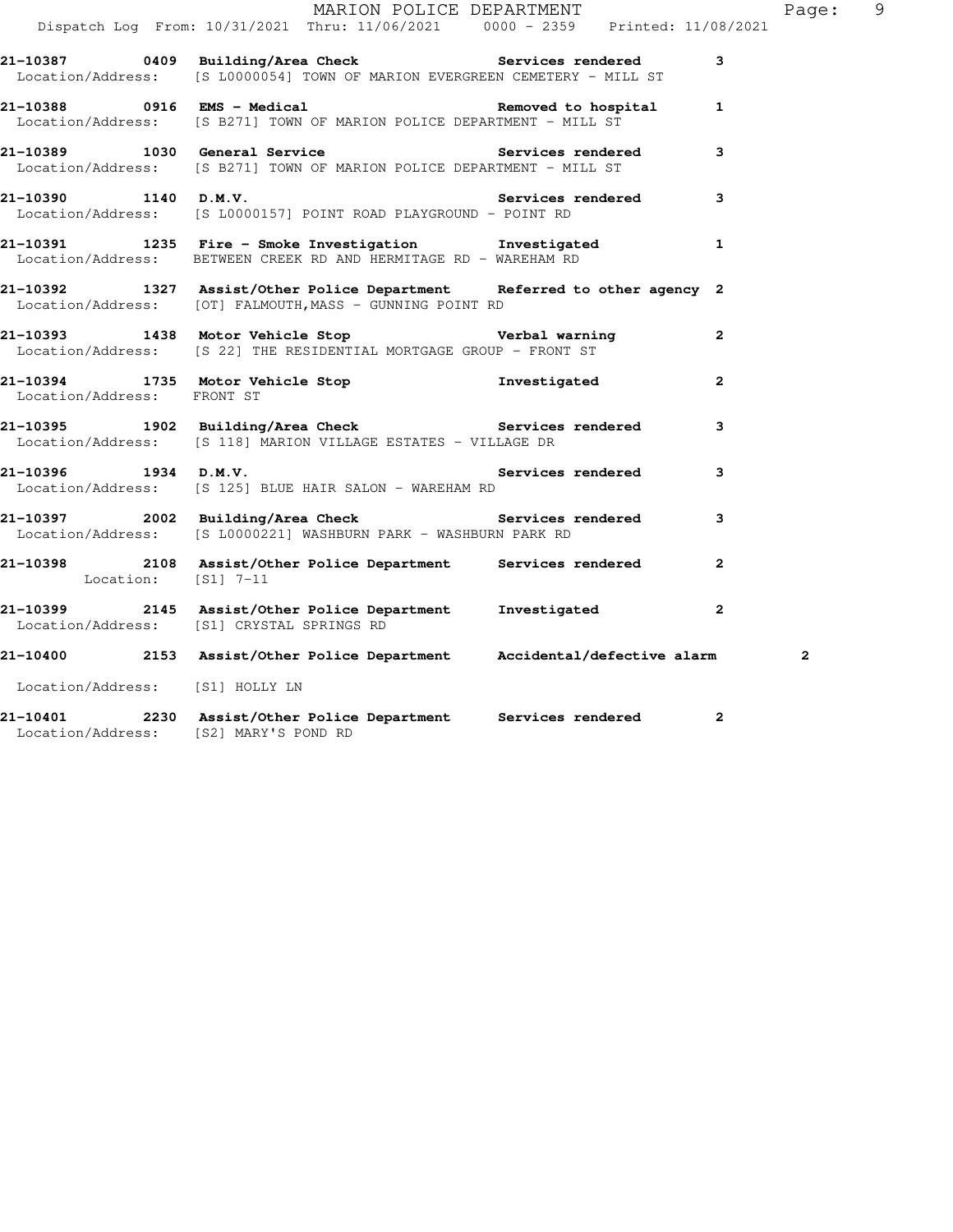**21-10387 0409 Building/Area Check Services rendered 3**
Location/Address: [S L0000054] TOWN OF MARION EVERGREEN CEMETERY - MILL ST

**21-10388 0916 EMS - Medical Removed to hospital 1**
Location/Address: [S B271] TOWN OF MARION POLICE DEPARTMENT - MILL ST

**21-10389 1030 General Service Services rendered 3**
Location/Address: [S B271] TOWN OF MARION POLICE DEPARTMENT - MILL ST

**21-10390 1140 D.M.V. Services rendered 3**
Location/Address: [S L0000157] POINT ROAD PLAYGROUND - POINT RD

**21-10391 1235 Fire - Smoke Investigation Investigated 1**
Location/Address: BETWEEN CREEK RD AND HERMITAGE RD - WAREHAM RD

**21-10392 1327 Assist/Other Police Department Referred to other agency 2**
Location/Address: [OT] FALMOUTH,MASS - GUNNING POINT RD

**21-10393 1438 Motor Vehicle Stop Verbal warning 2**
Location/Address: [S 22] THE RESIDENTIAL MORTGAGE GROUP - FRONT ST

**21-10394 1735 Motor Vehicle Stop Investigated 2**
Location/Address: FRONT ST

**21-10395 1902 Building/Area Check Services rendered 3**
Location/Address: [S 118] MARION VILLAGE ESTATES - VILLAGE DR

**21-10396 1934 D.M.V. Services rendered 3**
Location/Address: [S 125] BLUE HAIR SALON - WAREHAM RD

**21-10397 2002 Building/Area Check Services rendered 3**
Location/Address: [S L0000221] WASHBURN PARK - WASHBURN PARK RD

**21-10398 2108 Assist/Other Police Department Services rendered 2**
Location: [S1] 7-11

**21-10399 2145 Assist/Other Police Department Investigated 2**
Location/Address: [S1] CRYSTAL SPRINGS RD

**21-10400 2153 Assist/Other Police Department Accidental/defective alarm 2**
Location/Address: [S1] HOLLY LN

**21-10401 2230 Assist/Other Police Department Services rendered 2**
Location/Address: [S2] MARY'S POND RD